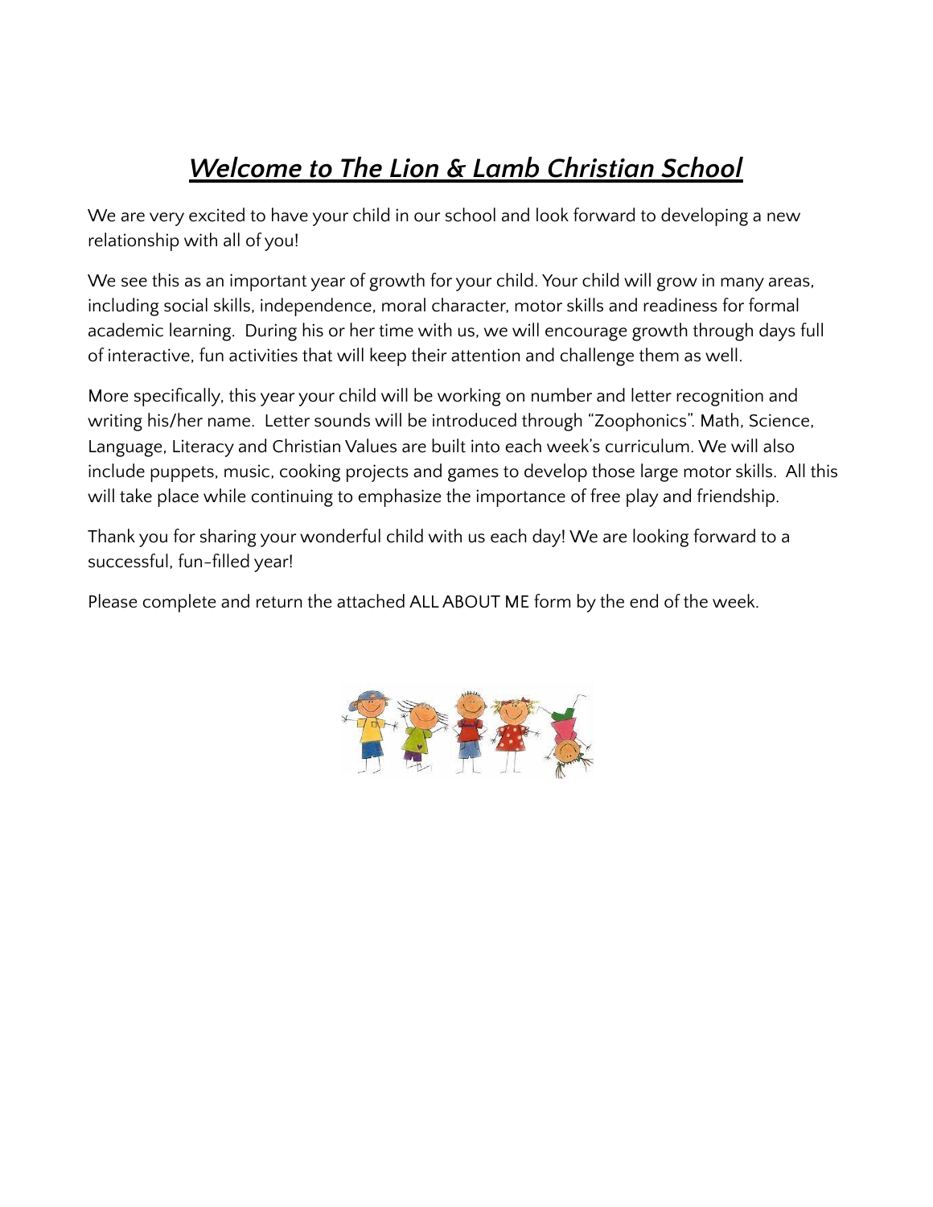# ***Welcome to The Lion & Lamb Christian School***

We are very excited to have your child in our school and look forward to developing a new relationship with all of you!

We see this as an important year of growth for your child. Your child will grow in many areas, including social skills, independence, moral character, motor skills and readiness for formal academic learning.  During his or her time with us, we will encourage growth through days full of interactive, fun activities that will keep their attention and challenge them as well.

More specifically, this year your child will be working on number and letter recognition and writing his/her name.  Letter sounds will be introduced through "Zoophonics". Math, Science, Language, Literacy and Christian Values are built into each week's curriculum. We will also include puppets, music, cooking projects and games to develop those large motor skills.  All this will take place while continuing to emphasize the importance of free play and friendship.

Thank you for sharing your wonderful child with us each day! We are looking forward to a successful, fun-filled year!

Please complete and return the attached ALL ABOUT ME form by the end of the week.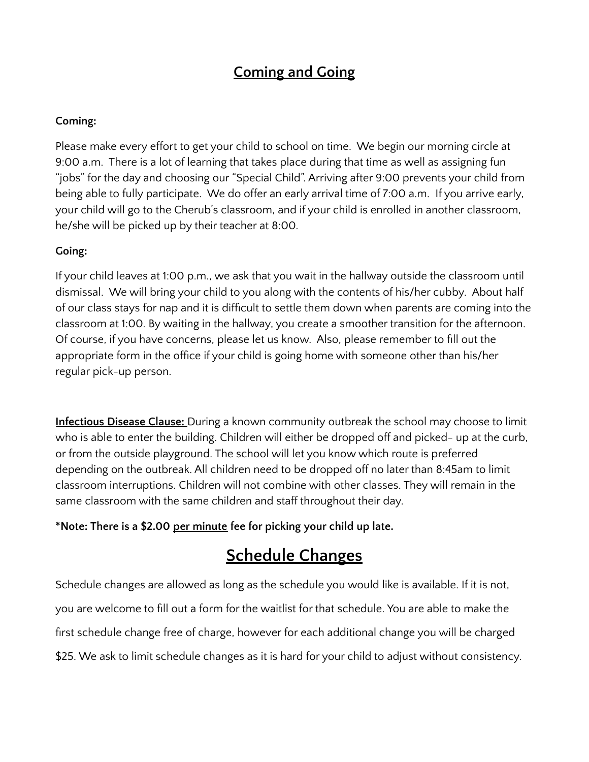## Coming and Going

**Coming:**

Please make every effort to get your child to school on time. We begin our morning circle at 9:00 a.m. There is a lot of learning that takes place during that time as well as assigning fun "jobs" for the day and choosing our "Special Child". Arriving after 9:00 prevents your child from being able to fully participate. We do offer an early arrival time of 7:00 a.m. If you arrive early, your child will go to the Cherub's classroom, and if your child is enrolled in another classroom, he/she will be picked up by their teacher at 8:00.

**Going:**

If your child leaves at 1:00 p.m., we ask that you wait in the hallway outside the classroom until dismissal. We will bring your child to you along with the contents of his/her cubby. About half of our class stays for nap and it is difficult to settle them down when parents are coming into the classroom at 1:00. By waiting in the hallway, you create a smoother transition for the afternoon. Of course, if you have concerns, please let us know. Also, please remember to fill out the appropriate form in the office if your child is going home with someone other than his/her regular pick-up person.

**<u>Infectious Disease Clause:</u>** During a known community outbreak the school may choose to limit who is able to enter the building. Children will either be dropped off and picked- up at the curb, or from the outside playground. The school will let you know which route is preferred depending on the outbreak. All children need to be dropped off no later than 8:45am to limit classroom interruptions. Children will not combine with other classes. They will remain in the same classroom with the same children and staff throughout their day.

**\*Note: There is a $2.00 <u>per minute</u> fee for picking your child up late.**

## Schedule Changes

Schedule changes are allowed as long as the schedule you would like is available. If it is not, you are welcome to fill out a form for the waitlist for that schedule. You are able to make the first schedule change free of charge, however for each additional change you will be charged $25. We ask to limit schedule changes as it is hard for your child to adjust without consistency.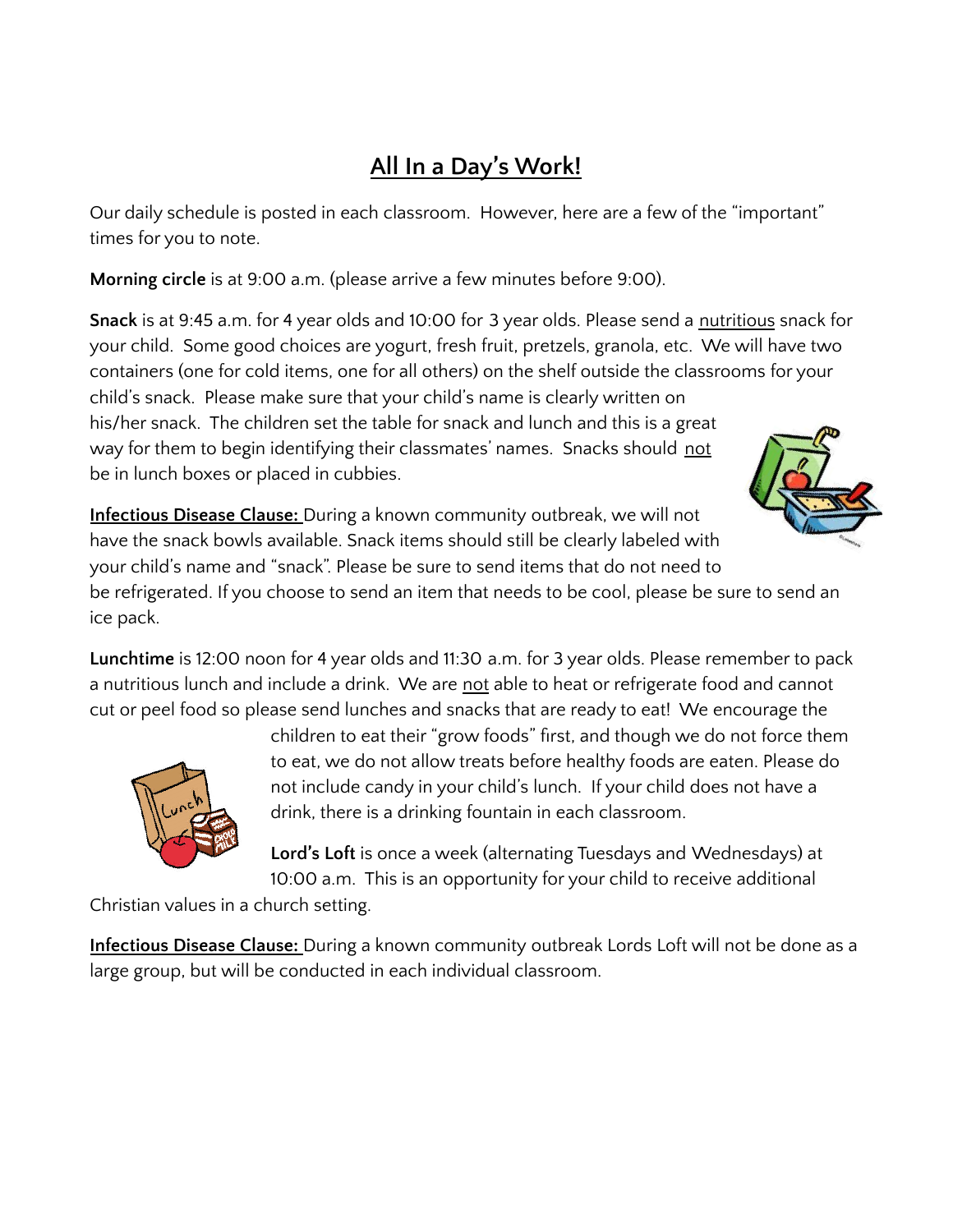## All In a Day's Work!

Our daily schedule is posted in each classroom. However, here are a few of the "important" times for you to note.

**Morning circle** is at 9:00 a.m. (please arrive a few minutes before 9:00).

**Snack** is at 9:45 a.m. for 4 year olds and 10:00 for 3 year olds. Please send a nutritious snack for your child. Some good choices are yogurt, fresh fruit, pretzels, granola, etc. We will have two containers (one for cold items, one for all others) on the shelf outside the classrooms for your child's snack. Please make sure that your child's name is clearly written on his/her snack. The children set the table for snack and lunch and this is a great way for them to begin identifying their classmates' names. Snacks should not be in lunch boxes or placed in cubbies.

**Infectious Disease Clause:** During a known community outbreak, we will not have the snack bowls available. Snack items should still be clearly labeled with your child's name and "snack". Please be sure to send items that do not need to be refrigerated. If you choose to send an item that needs to be cool, please be sure to send an ice pack.

**Lunchtime** is 12:00 noon for 4 year olds and 11:30 a.m. for 3 year olds. Please remember to pack a nutritious lunch and include a drink. We are not able to heat or refrigerate food and cannot cut or peel food so please send lunches and snacks that are ready to eat! We encourage the children to eat their "grow foods" first, and though we do not force them to eat, we do not allow treats before healthy foods are eaten. Please do not include candy in your child's lunch. If your child does not have a drink, there is a drinking fountain in each classroom.

**Lord's Loft** is once a week (alternating Tuesdays and Wednesdays) at 10:00 a.m. This is an opportunity for your child to receive additional Christian values in a church setting.

**Infectious Disease Clause:** During a known community outbreak Lords Loft will not be done as a large group, but will be conducted in each individual classroom.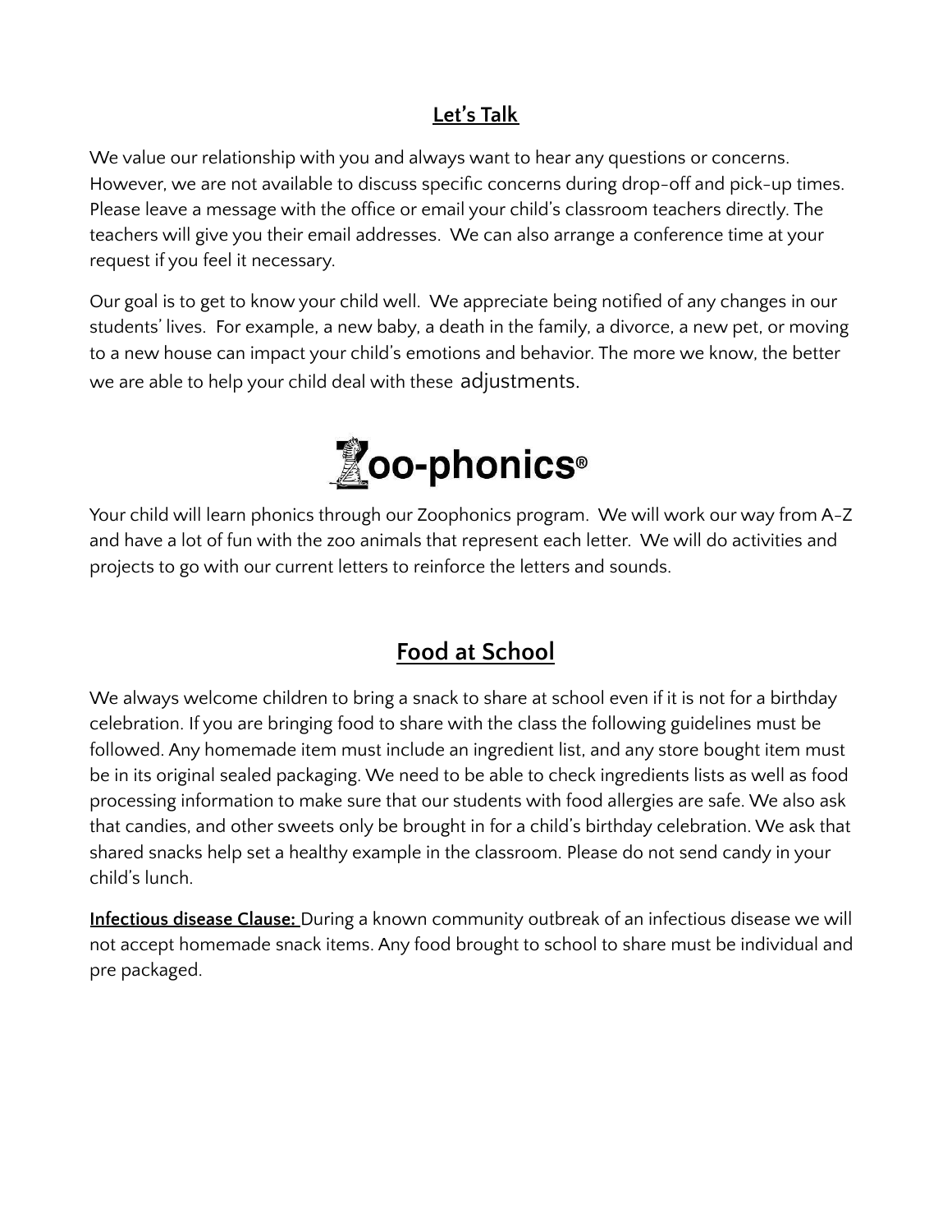## Let's Talk

We value our relationship with you and always want to hear any questions or concerns. However, we are not available to discuss specific concerns during drop-off and pick-up times. Please leave a message with the office or email your child's classroom teachers directly. The teachers will give you their email addresses. We can also arrange a conference time at your request if you feel it necessary.

Our goal is to get to know your child well. We appreciate being notified of any changes in our students' lives. For example, a new baby, a death in the family, a divorce, a new pet, or moving to a new house can impact your child's emotions and behavior. The more we know, the better we are able to help your child deal with these adjustments.

## Zoo-phonics®

Your child will learn phonics through our Zoophonics program. We will work our way from A-Z and have a lot of fun with the zoo animals that represent each letter. We will do activities and projects to go with our current letters to reinforce the letters and sounds.

## Food at School

We always welcome children to bring a snack to share at school even if it is not for a birthday celebration. If you are bringing food to share with the class the following guidelines must be followed. Any homemade item must include an ingredient list, and any store bought item must be in its original sealed packaging. We need to be able to check ingredients lists as well as food processing information to make sure that our students with food allergies are safe. We also ask that candies, and other sweets only be brought in for a child's birthday celebration. We ask that shared snacks help set a healthy example in the classroom. Please do not send candy in your child's lunch.

**Infectious disease Clause:** During a known community outbreak of an infectious disease we will not accept homemade snack items. Any food brought to school to share must be individual and pre packaged.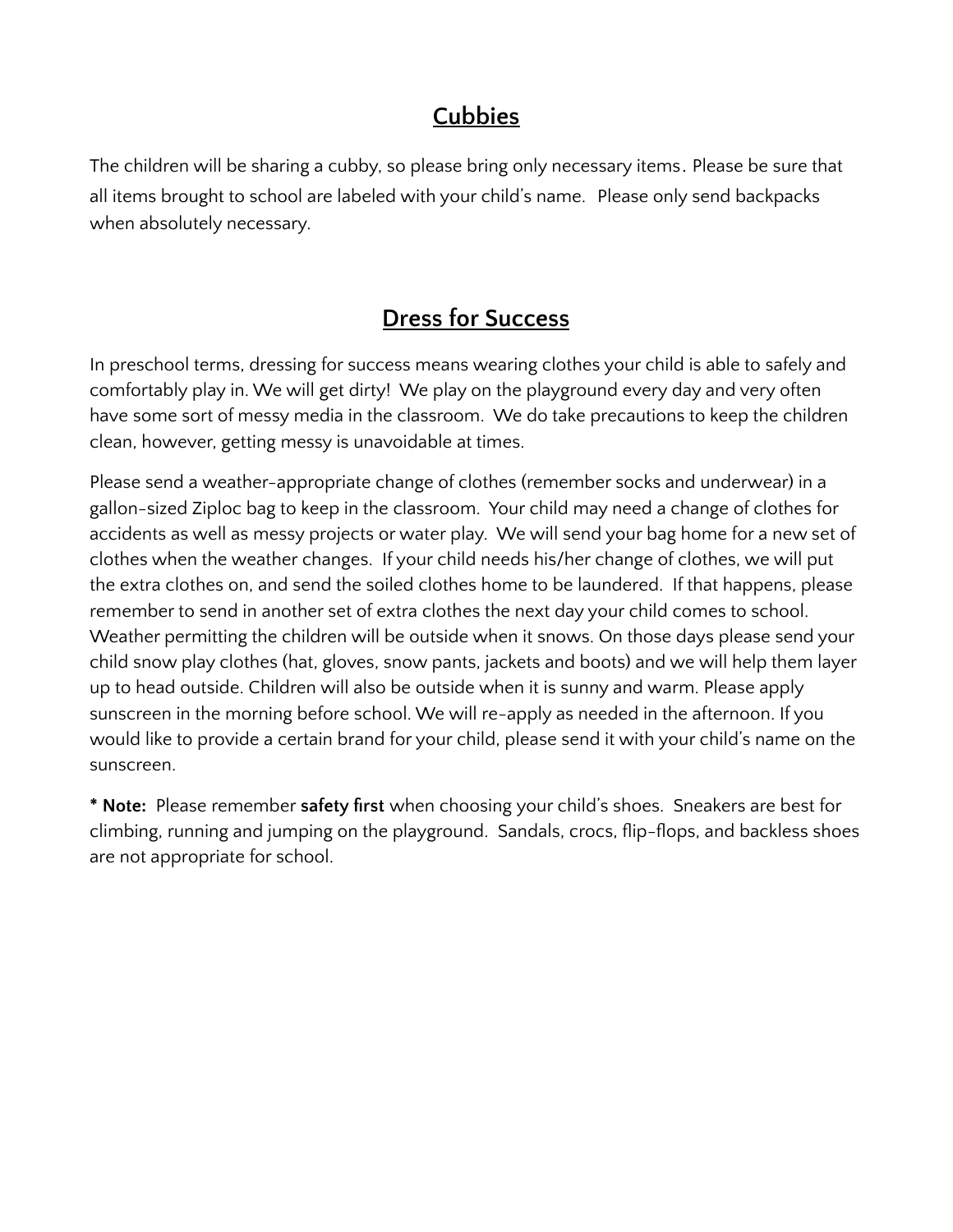## Cubbies

The children will be sharing a cubby, so please bring only necessary items. Please be sure that all items brought to school are labeled with your child's name. Please only send backpacks when absolutely necessary.

## Dress for Success

In preschool terms, dressing for success means wearing clothes your child is able to safely and comfortably play in. We will get dirty! We play on the playground every day and very often have some sort of messy media in the classroom. We do take precautions to keep the children clean, however, getting messy is unavoidable at times.

Please send a weather-appropriate change of clothes (remember socks and underwear) in a gallon-sized Ziploc bag to keep in the classroom. Your child may need a change of clothes for accidents as well as messy projects or water play. We will send your bag home for a new set of clothes when the weather changes. If your child needs his/her change of clothes, we will put the extra clothes on, and send the soiled clothes home to be laundered. If that happens, please remember to send in another set of extra clothes the next day your child comes to school. Weather permitting the children will be outside when it snows. On those days please send your child snow play clothes (hat, gloves, snow pants, jackets and boots) and we will help them layer up to head outside. Children will also be outside when it is sunny and warm. Please apply sunscreen in the morning before school. We will re-apply as needed in the afternoon. If you would like to provide a certain brand for your child, please send it with your child's name on the sunscreen.

**\* Note:** Please remember **safety first** when choosing your child's shoes. Sneakers are best for climbing, running and jumping on the playground. Sandals, crocs, flip-flops, and backless shoes are not appropriate for school.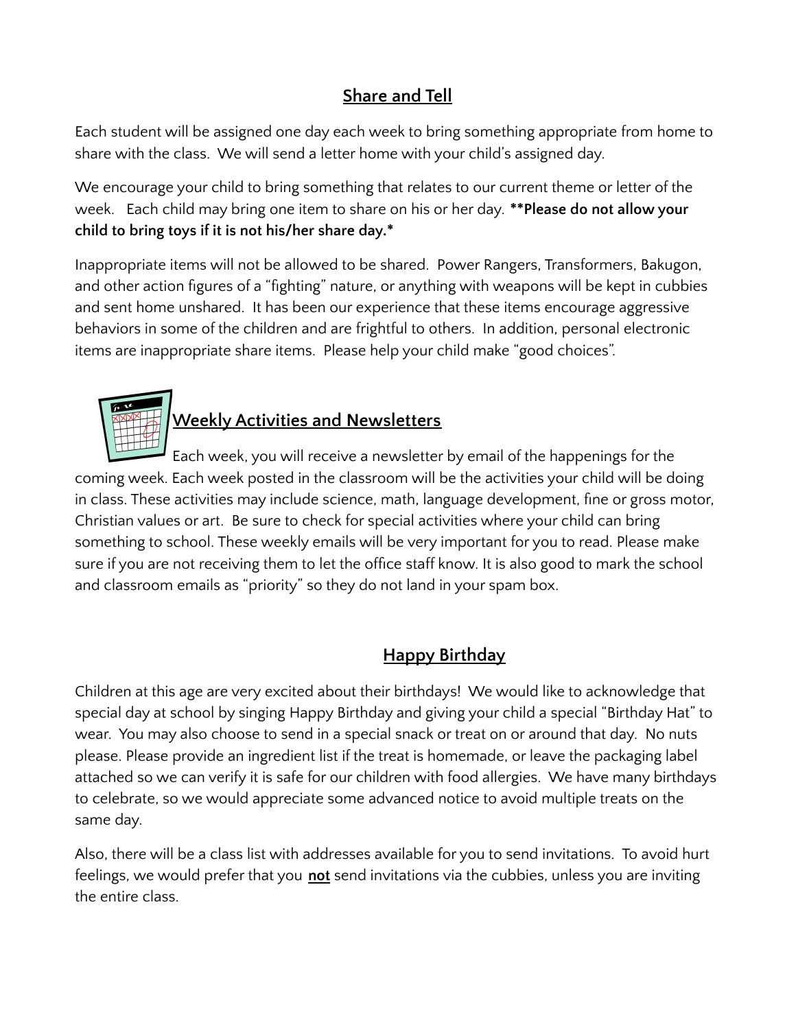## Share and Tell

Each student will be assigned one day each week to bring something appropriate from home to share with the class. We will send a letter home with your child's assigned day.

We encourage your child to bring something that relates to our current theme or letter of the week. Each child may bring one item to share on his or her day. **\*\*Please do not allow your child to bring toys if it is not his/her share day.\***

Inappropriate items will not be allowed to be shared. Power Rangers, Transformers, Bakugon, and other action figures of a "fighting" nature, or anything with weapons will be kept in cubbies and sent home unshared. It has been our experience that these items encourage aggressive behaviors in some of the children and are frightful to others. In addition, personal electronic items are inappropriate share items. Please help your child make "good choices".

## Weekly Activities and Newsletters

Each week, you will receive a newsletter by email of the happenings for the coming week. Each week posted in the classroom will be the activities your child will be doing in class. These activities may include science, math, language development, fine or gross motor, Christian values or art. Be sure to check for special activities where your child can bring something to school. These weekly emails will be very important for you to read. Please make sure if you are not receiving them to let the office staff know. It is also good to mark the school and classroom emails as "priority" so they do not land in your spam box.

## Happy Birthday

Children at this age are very excited about their birthdays! We would like to acknowledge that special day at school by singing Happy Birthday and giving your child a special "Birthday Hat" to wear. You may also choose to send in a special snack or treat on or around that day. No nuts please. Please provide an ingredient list if the treat is homemade, or leave the packaging label attached so we can verify it is safe for our children with food allergies. We have many birthdays to celebrate, so we would appreciate some advanced notice to avoid multiple treats on the same day.

Also, there will be a class list with addresses available for you to send invitations. To avoid hurt feelings, we would prefer that you **not** send invitations via the cubbies, unless you are inviting the entire class.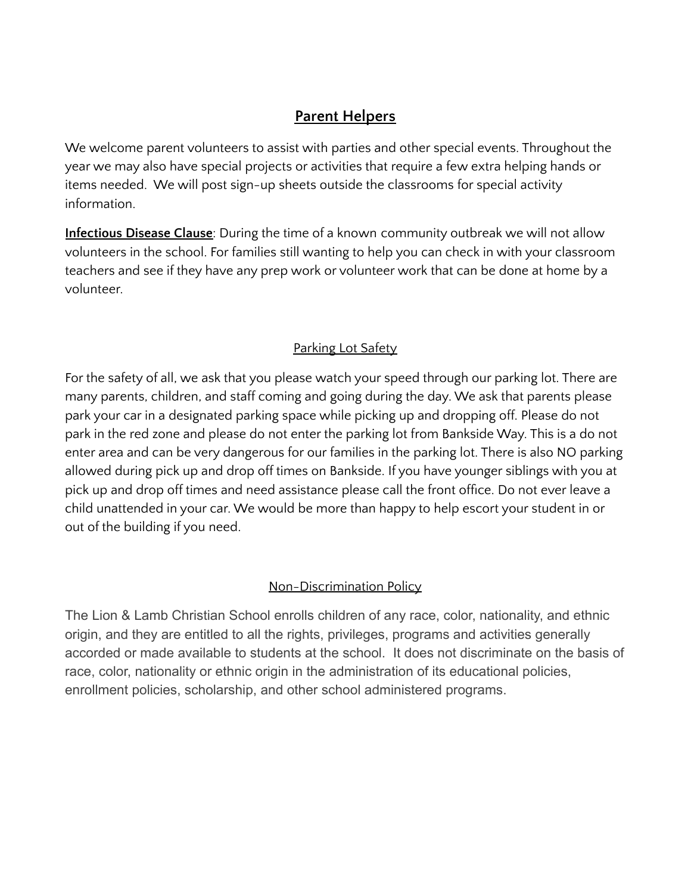## Parent Helpers

We welcome parent volunteers to assist with parties and other special events. Throughout the year we may also have special projects or activities that require a few extra helping hands or items needed.  We will post sign-up sheets outside the classrooms for special activity information.

**Infectious Disease Clause**: During the time of a known community outbreak we will not allow volunteers in the school. For families still wanting to help you can check in with your classroom teachers and see if they have any prep work or volunteer work that can be done at home by a volunteer.

### Parking Lot Safety

For the safety of all, we ask that you please watch your speed through our parking lot. There are many parents, children, and staff coming and going during the day. We ask that parents please park your car in a designated parking space while picking up and dropping off. Please do not park in the red zone and please do not enter the parking lot from Bankside Way. This is a do not enter area and can be very dangerous for our families in the parking lot. There is also NO parking allowed during pick up and drop off times on Bankside. If you have younger siblings with you at pick up and drop off times and need assistance please call the front office. Do not ever leave a child unattended in your car. We would be more than happy to help escort your student in or out of the building if you need.

### Non-Discrimination Policy

The Lion & Lamb Christian School enrolls children of any race, color, nationality, and ethnic origin, and they are entitled to all the rights, privileges, programs and activities generally accorded or made available to students at the school.  It does not discriminate on the basis of race, color, nationality or ethnic origin in the administration of its educational policies, enrollment policies, scholarship, and other school administered programs.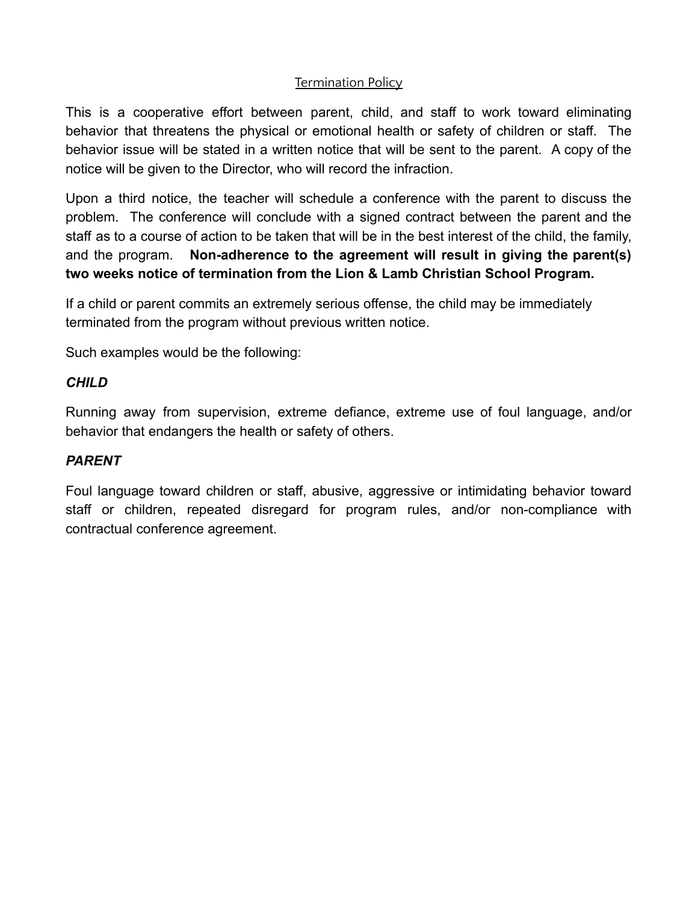## Termination Policy

This is a cooperative effort between parent, child, and staff to work toward eliminating behavior that threatens the physical or emotional health or safety of children or staff. The behavior issue will be stated in a written notice that will be sent to the parent. A copy of the notice will be given to the Director, who will record the infraction.

Upon a third notice, the teacher will schedule a conference with the parent to discuss the problem. The conference will conclude with a signed contract between the parent and the staff as to a course of action to be taken that will be in the best interest of the child, the family, and the program. **Non-adherence to the agreement will result in giving the parent(s) two weeks notice of termination from the Lion & Lamb Christian School Program.**

If a child or parent commits an extremely serious offense, the child may be immediately terminated from the program without previous written notice.

Such examples would be the following:

***CHILD***

Running away from supervision, extreme defiance, extreme use of foul language, and/or behavior that endangers the health or safety of others.

***PARENT***

Foul language toward children or staff, abusive, aggressive or intimidating behavior toward staff or children, repeated disregard for program rules, and/or non-compliance with contractual conference agreement.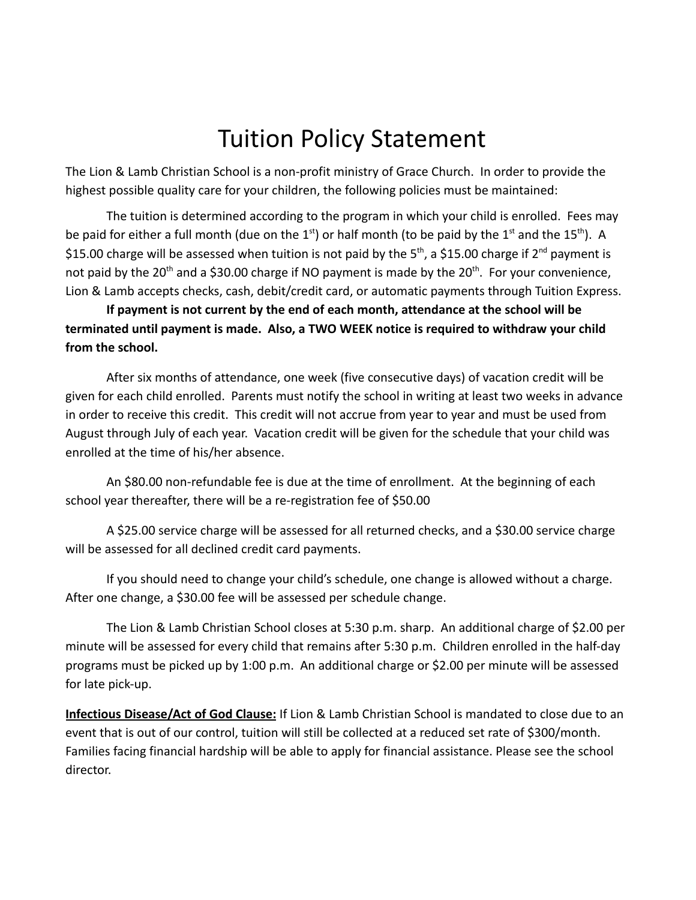# Tuition Policy Statement

The Lion & Lamb Christian School is a non-profit ministry of Grace Church. In order to provide the highest possible quality care for your children, the following policies must be maintained:

The tuition is determined according to the program in which your child is enrolled. Fees may be paid for either a full month (due on the 1st) or half month (to be paid by the 1st and the 15th). A $15.00 charge will be assessed when tuition is not paid by the 5th, a $15.00 charge if 2nd payment is not paid by the 20th and a $30.00 charge if NO payment is made by the 20th. For your convenience, Lion & Lamb accepts checks, cash, debit/credit card, or automatic payments through Tuition Express.

**If payment is not current by the end of each month, attendance at the school will be terminated until payment is made. Also, a TWO WEEK notice is required to withdraw your child from the school.**

After six months of attendance, one week (five consecutive days) of vacation credit will be given for each child enrolled. Parents must notify the school in writing at least two weeks in advance in order to receive this credit. This credit will not accrue from year to year and must be used from August through July of each year. Vacation credit will be given for the schedule that your child was enrolled at the time of his/her absence.

An $80.00 non-refundable fee is due at the time of enrollment. At the beginning of each school year thereafter, there will be a re-registration fee of $50.00

A $25.00 service charge will be assessed for all returned checks, and a $30.00 service charge will be assessed for all declined credit card payments.

If you should need to change your child's schedule, one change is allowed without a charge. After one change, a $30.00 fee will be assessed per schedule change.

The Lion & Lamb Christian School closes at 5:30 p.m. sharp. An additional charge of $2.00 per minute will be assessed for every child that remains after 5:30 p.m. Children enrolled in the half-day programs must be picked up by 1:00 p.m. An additional charge or $2.00 per minute will be assessed for late pick-up.

**Infectious Disease/Act of God Clause:** If Lion & Lamb Christian School is mandated to close due to an event that is out of our control, tuition will still be collected at a reduced set rate of $300/month. Families facing financial hardship will be able to apply for financial assistance. Please see the school director.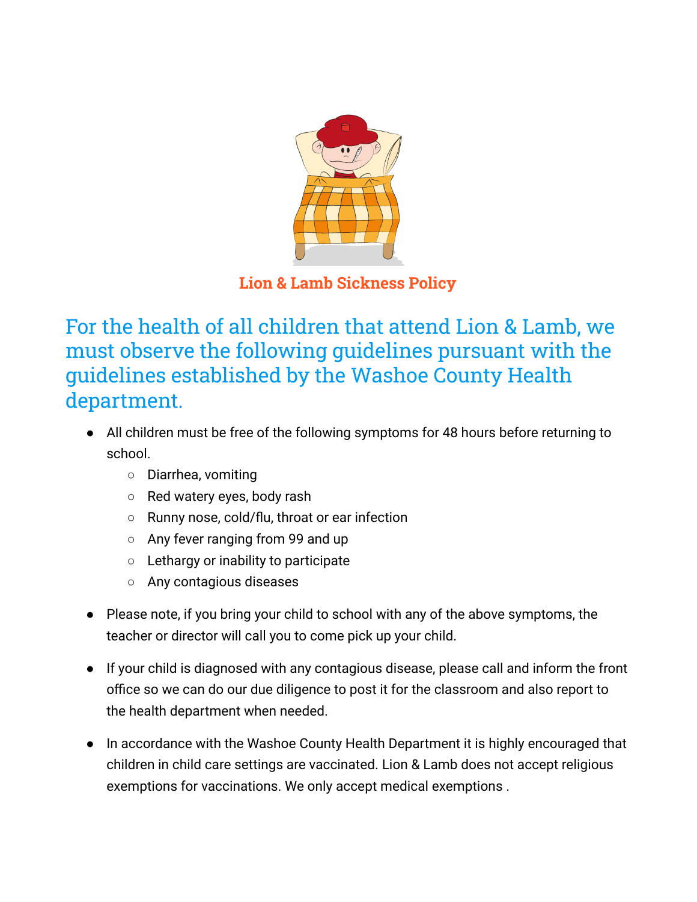## Lion & Lamb Sickness Policy

### For the health of all children that attend Lion & Lamb, we must observe the following guidelines pursuant with the guidelines established by the Washoe County Health department.

- All children must be free of the following symptoms for 48 hours before returning to school.
  - Diarrhea, vomiting
  - Red watery eyes, body rash
  - Runny nose, cold/flu, throat or ear infection
  - Any fever ranging from 99 and up
  - Lethargy or inability to participate
  - Any contagious diseases
- Please note, if you bring your child to school with any of the above symptoms, the teacher or director will call you to come pick up your child.
- If your child is diagnosed with any contagious disease, please call and inform the front office so we can do our due diligence to post it for the classroom and also report to the health department when needed.
- In accordance with the Washoe County Health Department it is highly encouraged that children in child care settings are vaccinated. Lion & Lamb does not accept religious exemptions for vaccinations. We only accept medical exemptions .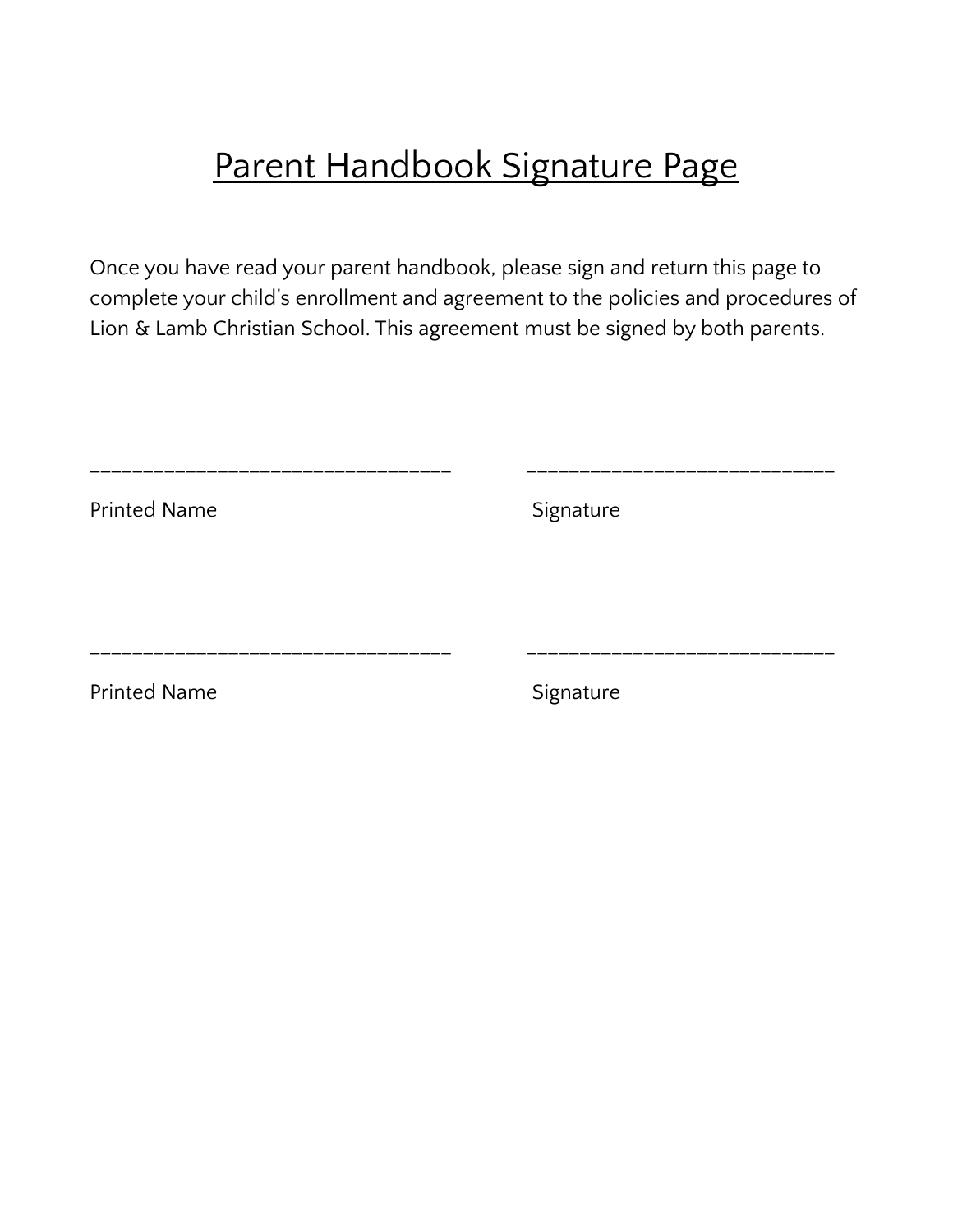# Parent Handbook Signature Page

Once you have read your parent handbook, please sign and return this page to complete your child's enrollment and agreement to the policies and procedures of Lion & Lamb Christian School. This agreement must be signed by both parents.

| | |
|---|---|
| ______________________________ | ______________________________ |
| Printed Name | Signature |
| ______________________________ | ______________________________ |
| Printed Name | Signature |